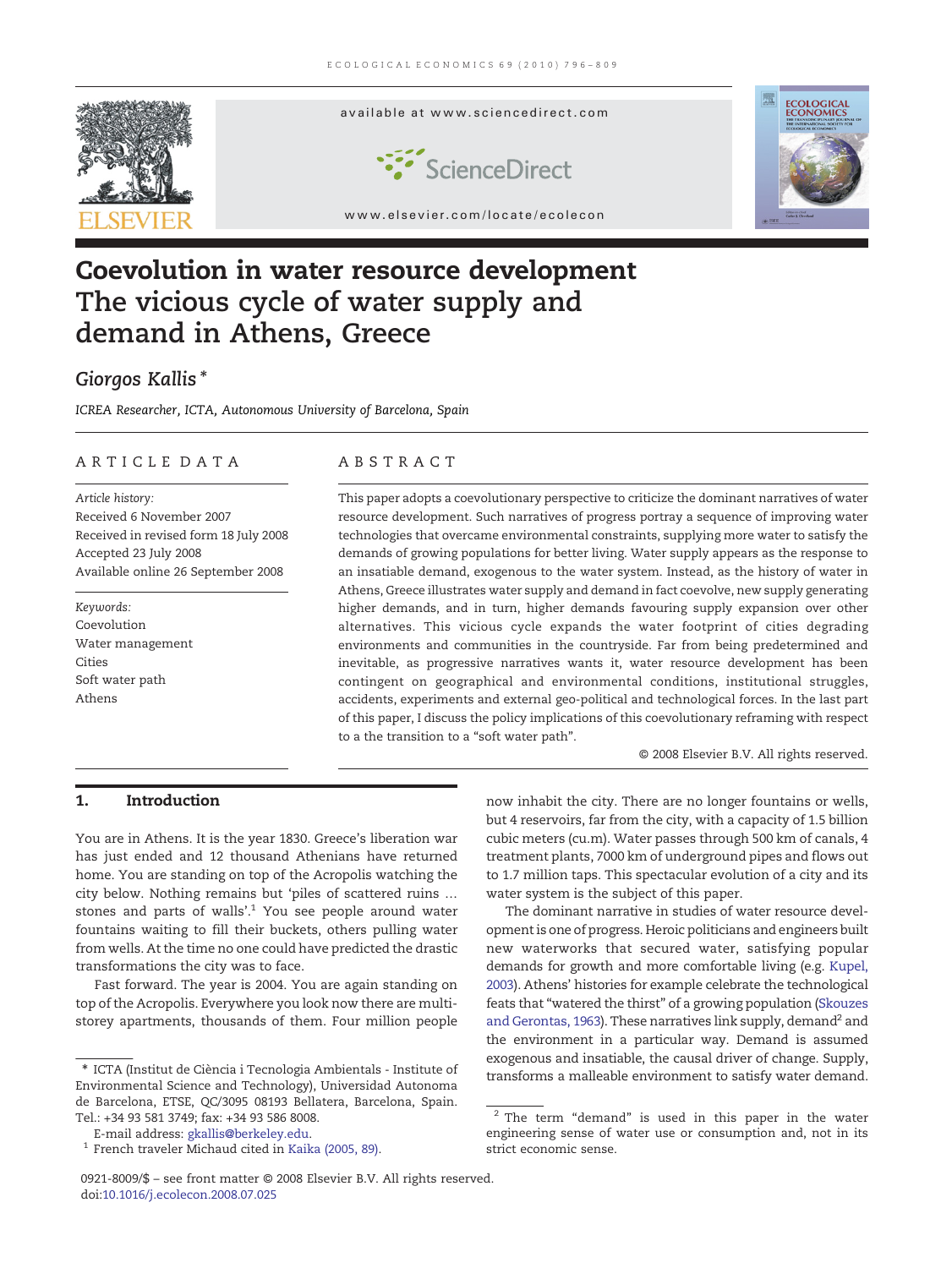# Coevolution in water resource development

# The vicious cycle of water supply and demand in Athens, Greece

**Giorgos Kallis** *

*ICREA Researcher, ICTA, Autonomous University of Barcelona, Spain*

## ARTICLE DATA

*Article history:*
Received 6 November 2007
Received in revised form 18 July 2008
Accepted 23 July 2008
Available online 26 September 2008

*Keywords:*
Coevolution
Water management
Cities
Soft water path
Athens

## ABSTRACT

This paper adopts a coevolutionary perspective to criticize the dominant narratives of water resource development. Such narratives of progress portray a sequence of improving water technologies that overcame environmental constraints, supplying more water to satisfy the demands of growing populations for better living. Water supply appears as the response to an insatiable demand, exogenous to the water system. Instead, as the history of water in Athens, Greece illustrates water supply and demand in fact coevolve, new supply generating higher demands, and in turn, higher demands favouring supply expansion over other alternatives. This vicious cycle expands the water footprint of cities degrading environments and communities in the countryside. Far from being predetermined and inevitable, as progressive narratives wants it, water resource development has been contingent on geographical and environmental conditions, institutional struggles, accidents, experiments and external geo-political and technological forces. In the last part of this paper, I discuss the policy implications of this coevolutionary reframing with respect to a the transition to a "soft water path".

© 2008 Elsevier B.V. All rights reserved.

## 1. Introduction

You are in Athens. It is the year 1830. Greece's liberation war has just ended and 12 thousand Athenians have returned home. You are standing on top of the Acropolis watching the city below. Nothing remains but 'piles of scattered ruins … stones and parts of walls'.[1] You see people around water fountains waiting to fill their buckets, others pulling water from wells. At the time no one could have predicted the drastic transformations the city was to face.

Fast forward. The year is 2004. You are again standing on top of the Acropolis. Everywhere you look now there are multi-storey apartments, thousands of them. Four million people now inhabit the city. There are no longer fountains or wells, but 4 reservoirs, far from the city, with a capacity of 1.5 billion cubic meters (cu.m). Water passes through 500 km of canals, 4 treatment plants, 7000 km of underground pipes and flows out to 1.7 million taps. This spectacular evolution of a city and its water system is the subject of this paper.

The dominant narrative in studies of water resource development is one of progress. Heroic politicians and engineers built new waterworks that secured water, satisfying popular demands for growth and more comfortable living (e.g. Kupel, 2003). Athens' histories for example celebrate the technological feats that "watered the thirst" of a growing population (Skouzes and Gerontas, 1963). These narratives link supply, demand[2] and the environment in a particular way. Demand is assumed exogenous and insatiable, the causal driver of change. Supply, transforms a malleable environment to satisfy water demand.

---

\* ICTA (Institut de Ciència i Tecnologia Ambientals - Institute of Environmental Science and Technology), Universidad Autonoma de Barcelona, ETSE, QC/3095 08193 Bellatera, Barcelona, Spain. Tel.: +34 93 581 3749; fax: +34 93 586 8008.

E-mail address: gkallis@berkeley.edu.

[1] French traveler Michaud cited in Kaika (2005, 89).

[2] The term "demand" is used in this paper in the water engineering sense of water use or consumption and, not in its strict economic sense.

0921-8009/$ – see front matter © 2008 Elsevier B.V. All rights reserved.
doi:10.1016/j.ecolecon.2008.07.025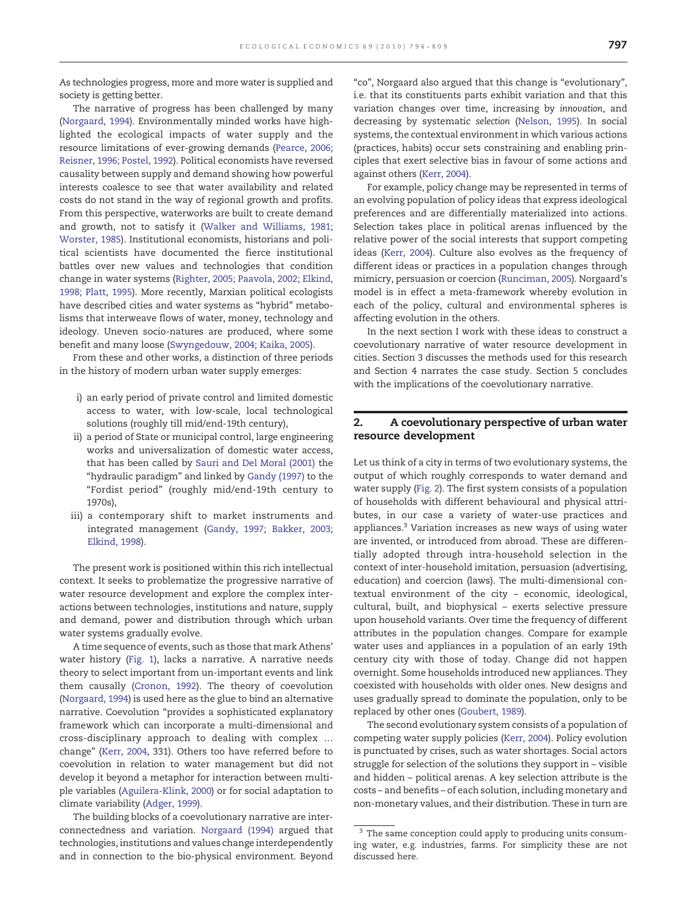As technologies progress, more and more water is supplied and society is getting better.

The narrative of progress has been challenged by many (Norgaard, 1994). Environmentally minded works have highlighted the ecological impacts of water supply and the resource limitations of ever-growing demands (Pearce, 2006; Reisner, 1996; Postel, 1992). Political economists have reversed causality between supply and demand showing how powerful interests coalesce to see that water availability and related costs do not stand in the way of regional growth and profits. From this perspective, waterworks are built to create demand and growth, not to satisfy it (Walker and Williams, 1981; Worster, 1985). Institutional economists, historians and political scientists have documented the fierce institutional battles over new values and technologies that condition change in water systems (Righter, 2005; Paavola, 2002; Elkind, 1998; Platt, 1995). More recently, Marxian political ecologists have described cities and water systems as "hybrid" metabolisms that interweave flows of water, money, technology and ideology. Uneven socio-natures are produced, where some benefit and many loose (Swyngedouw, 2004; Kaika, 2005).

From these and other works, a distinction of three periods in the history of modern urban water supply emerges:

i) an early period of private control and limited domestic access to water, with low-scale, local technological solutions (roughly till mid/end-19th century),
ii) a period of State or municipal control, large engineering works and universalization of domestic water access, that has been called by Sauri and Del Moral (2001) the "hydraulic paradigm" and linked by Gandy (1997) to the "Fordist period" (roughly mid/end-19th century to 1970s),
iii) a contemporary shift to market instruments and integrated management (Gandy, 1997; Bakker, 2003; Elkind, 1998).

The present work is positioned within this rich intellectual context. It seeks to problematize the progressive narrative of water resource development and explore the complex interactions between technologies, institutions and nature, supply and demand, power and distribution through which urban water systems gradually evolve.

A time sequence of events, such as those that mark Athens' water history (Fig. 1), lacks a narrative. A narrative needs theory to select important from un-important events and link them causally (Cronon, 1992). The theory of coevolution (Norgaard, 1994) is used here as the glue to bind an alternative narrative. Coevolution "provides a sophisticated explanatory framework which can incorporate a multi-dimensional and cross-disciplinary approach to dealing with complex … change" (Kerr, 2004, 331). Others too have referred before to coevolution in relation to water management but did not develop it beyond a metaphor for interaction between multiple variables (Aguilera-Klink, 2000) or for social adaptation to climate variability (Adger, 1999).

The building blocks of a coevolutionary narrative are interconnectedness and variation. Norgaard (1994) argued that technologies, institutions and values change interdependently and in connection to the bio-physical environment. Beyond "co", Norgaard also argued that this change is "evolutionary", i.e. that its constituents parts exhibit variation and that this variation changes over time, increasing by *innovation*, and decreasing by systematic *selection* (Nelson, 1995). In social systems, the contextual environment in which various actions (practices, habits) occur sets constraining and enabling principles that exert selective bias in favour of some actions and against others (Kerr, 2004).

For example, policy change may be represented in terms of an evolving population of policy ideas that express ideological preferences and are differentially materialized into actions. Selection takes place in political arenas influenced by the relative power of the social interests that support competing ideas (Kerr, 2004). Culture also evolves as the frequency of different ideas or practices in a population changes through mimicry, persuasion or coercion (Runciman, 2005). Norgaard's model is in effect a meta-framework whereby evolution in each of the policy, cultural and environmental spheres is affecting evolution in the others.

In the next section I work with these ideas to construct a coevolutionary narrative of water resource development in cities. Section 3 discusses the methods used for this research and Section 4 narrates the case study. Section 5 concludes with the implications of the coevolutionary narrative.

## 2. A coevolutionary perspective of urban water resource development

Let us think of a city in terms of two evolutionary systems, the output of which roughly corresponds to water demand and water supply (Fig. 2). The first system consists of a population of households with different behavioural and physical attributes, in our case a variety of water-use practices and appliances.[3] Variation increases as new ways of using water are invented, or introduced from abroad. These are differentially adopted through intra-household selection in the context of inter-household imitation, persuasion (advertising, education) and coercion (laws). The multi-dimensional contextual environment of the city – economic, ideological, cultural, built, and biophysical – exerts selective pressure upon household variants. Over time the frequency of different attributes in the population changes. Compare for example water uses and appliances in a population of an early 19th century city with those of today. Change did not happen overnight. Some households introduced new appliances. They coexisted with households with older ones. New designs and uses gradually spread to dominate the population, only to be replaced by other ones (Goubert, 1989).

The second evolutionary system consists of a population of competing water supply policies (Kerr, 2004). Policy evolution is punctuated by crises, such as water shortages. Social actors struggle for selection of the solutions they support in – visible and hidden – political arenas. A key selection attribute is the costs – and benefits – of each solution, including monetary and non-monetary values, and their distribution. These in turn are

[3] The same conception could apply to producing units consuming water, e.g. industries, farms. For simplicity these are not discussed here.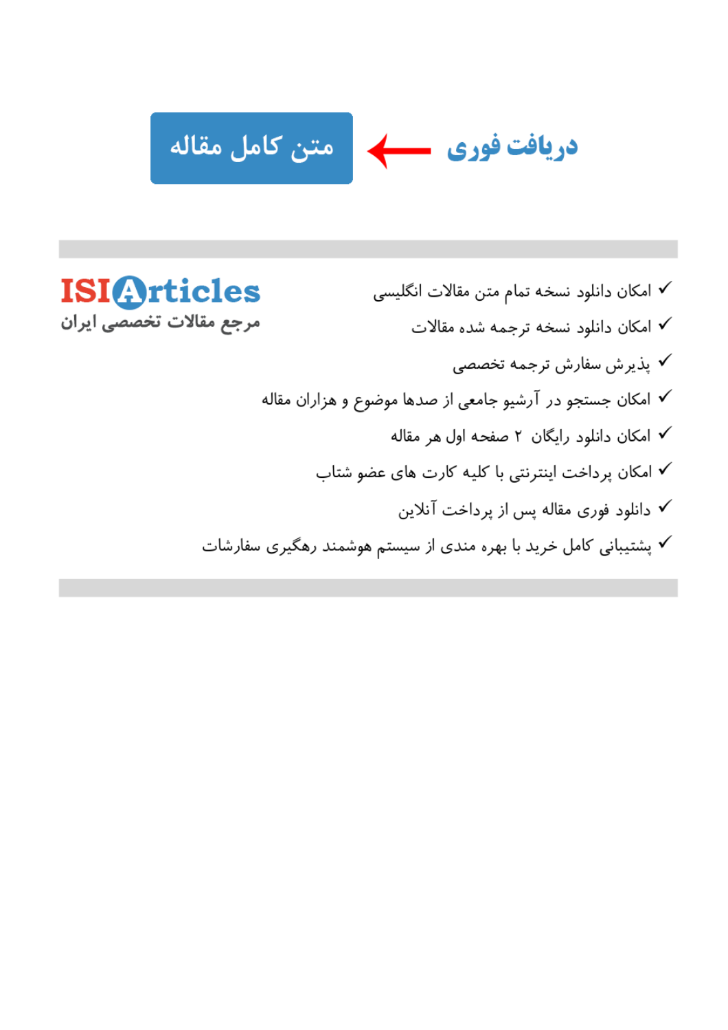دریافت فوری ← **متن کامل مقاله**

**ISIArticles**
مرجع مقالات تخصصی ایران

- ✓ امکان دانلود نسخه تمام متن مقالات انگلیسی
- ✓ امکان دانلود نسخه ترجمه شده مقالات
- ✓ پذیرش سفارش ترجمه تخصصی
- ✓ امکان جستجو در آرشیو جامعی از صدها موضوع و هزاران مقاله
- ✓ امکان دانلود رایگان ۲ صفحه اول هر مقاله
- ✓ امکان پرداخت اینترنتی با کلیه کارت های عضو شتاب
- ✓ دانلود فوری مقاله پس از پرداخت آنلاین
- ✓ پشتیبانی کامل خرید با بهره مندی از سیستم هوشمند رهگیری سفارشات